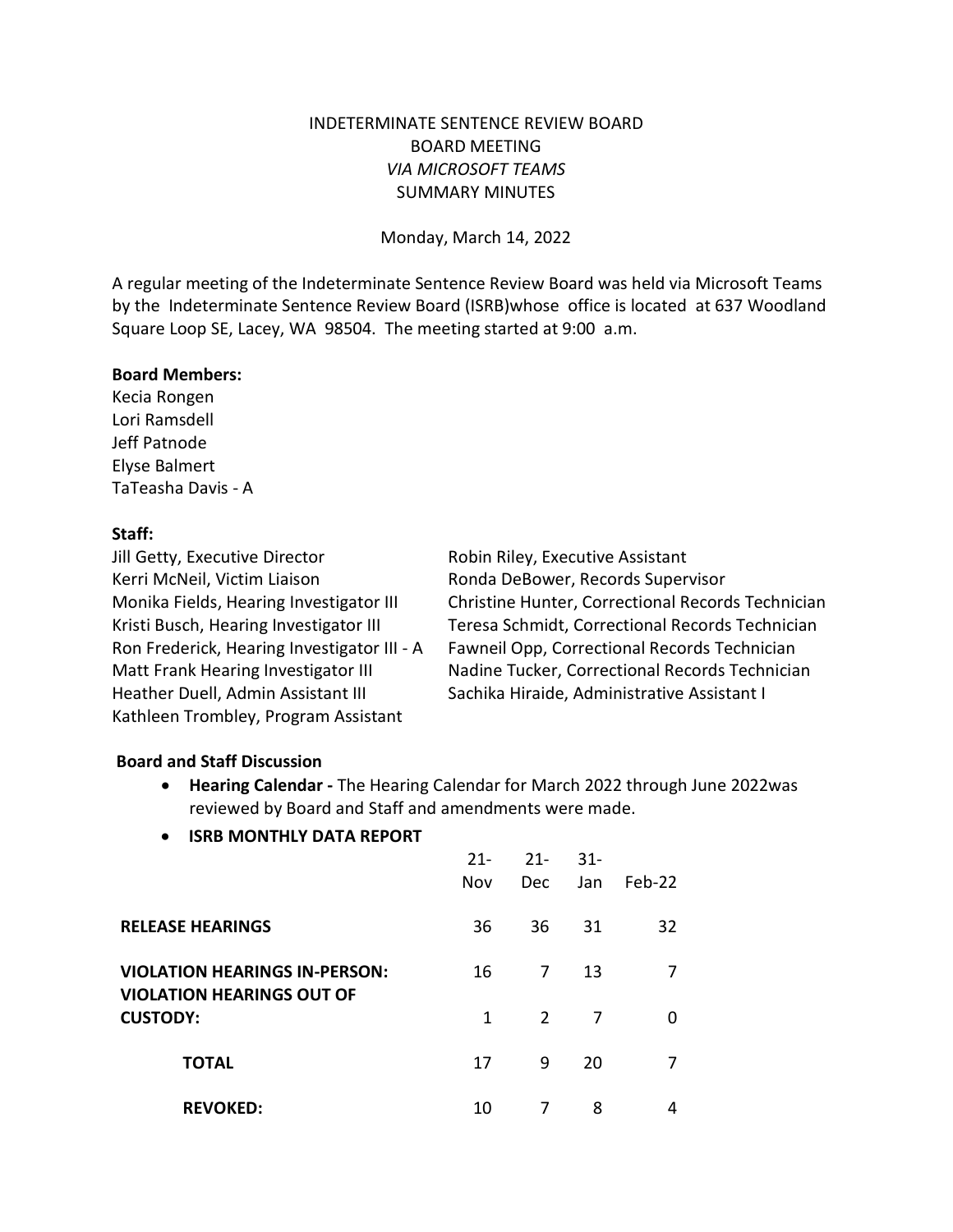INDETERMINATE SENTENCE REVIEW BOARD
BOARD MEETING
*VIA MICROSOFT TEAMS*
SUMMARY MINUTES

Monday, March 14, 2022

A regular meeting of the Indeterminate Sentence Review Board was held via Microsoft Teams by the Indeterminate Sentence Review Board (ISRB)whose office is located at 637 Woodland Square Loop SE, Lacey, WA 98504. The meeting started at 9:00 a.m.

**Board Members:**
Kecia Rongen
Lori Ramsdell
Jeff Patnode
Elyse Balmert
TaTeasha Davis - A

**Staff:**
Jill Getty, Executive Director
Kerri McNeil, Victim Liaison
Monika Fields, Hearing Investigator III
Kristi Busch, Hearing Investigator III
Ron Frederick, Hearing Investigator III - A
Matt Frank Hearing Investigator III
Heather Duell, Admin Assistant III
Kathleen Trombley, Program Assistant
Robin Riley, Executive Assistant
Ronda DeBower, Records Supervisor
Christine Hunter, Correctional Records Technician
Teresa Schmidt, Correctional Records Technician
Fawneil Opp, Correctional Records Technician
Nadine Tucker, Correctional Records Technician
Sachika Hiraide, Administrative Assistant I

**Board and Staff Discussion**

- **Hearing Calendar -** The Hearing Calendar for March 2022 through June 2022was reviewed by Board and Staff and amendments were made.
- **ISRB MONTHLY DATA REPORT**

| | 21-Nov | 21-Dec | 31-Jan | Feb-22 |
|---|---|---|---|---|
| **RELEASE HEARINGS** | 36 | 36 | 31 | 32 |
| **VIOLATION HEARINGS IN-PERSON:** | 16 | 7 | 13 | 7 |
| **VIOLATION HEARINGS OUT OF CUSTODY:** | 1 | 2 | 7 | 0 |
| **TOTAL** | 17 | 9 | 20 | 7 |
| **REVOKED:** | 10 | 7 | 8 | 4 |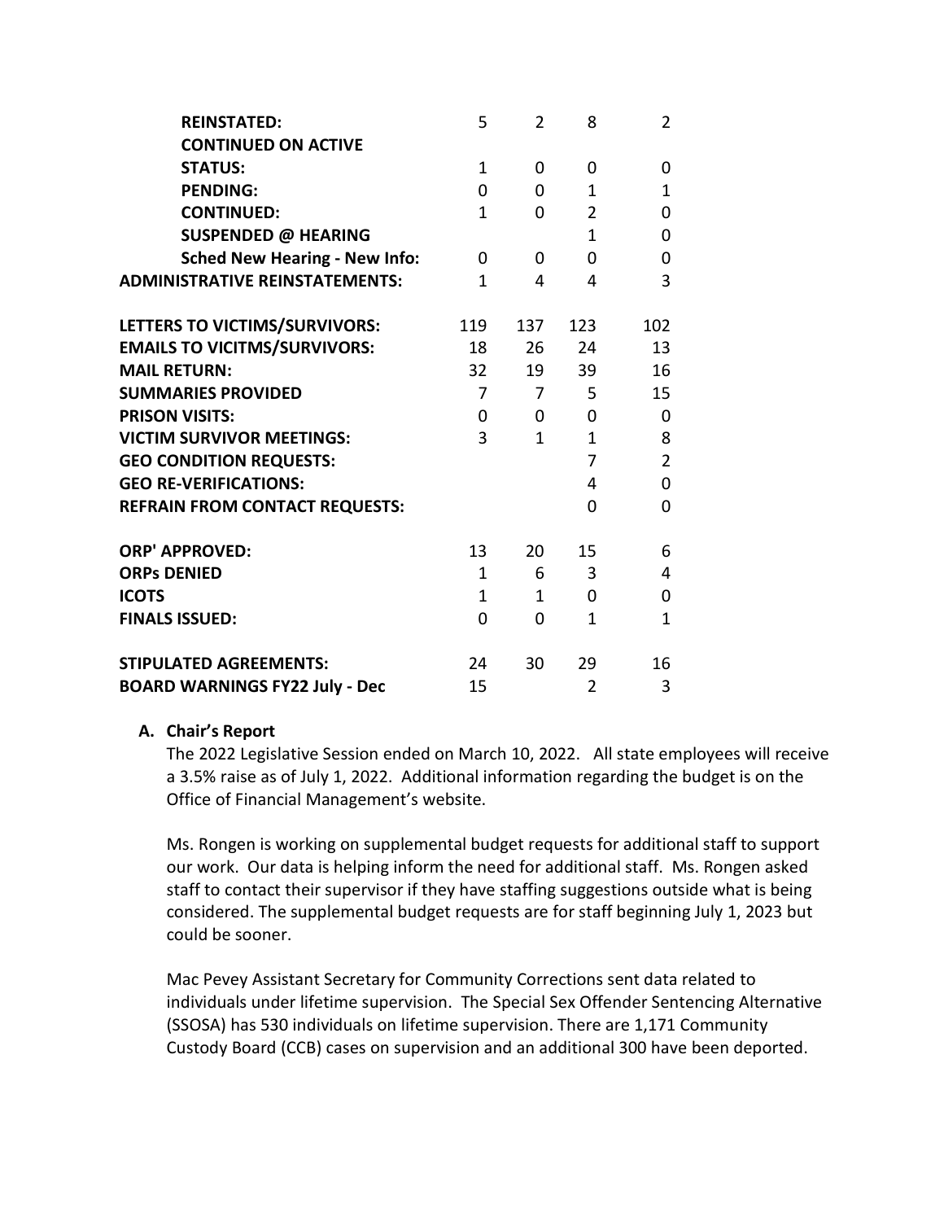| | | | | |
|---|---|---|---|---|
| **REINSTATED:** | 5 | 2 | 8 | 2 |
| **CONTINUED ON ACTIVE STATUS:** | 1 | 0 | 0 | 0 |
| **PENDING:** | 0 | 0 | 1 | 1 |
| **CONTINUED:** | 1 | 0 | 2 | 0 |
| **SUSPENDED @ HEARING** | | | 1 | 0 |
| **Sched New Hearing - New Info:** | 0 | 0 | 0 | 0 |
| **ADMINISTRATIVE REINSTATEMENTS:** | 1 | 4 | 4 | 3 |
| | | | | |
| **LETTERS TO VICTIMS/SURVIVORS:** | 119 | 137 | 123 | 102 |
| **EMAILS TO VICITMS/SURVIVORS:** | 18 | 26 | 24 | 13 |
| **MAIL RETURN:** | 32 | 19 | 39 | 16 |
| **SUMMARIES PROVIDED** | 7 | 7 | 5 | 15 |
| **PRISON VISITS:** | 0 | 0 | 0 | 0 |
| **VICTIM SURVIVOR MEETINGS:** | 3 | 1 | 1 | 8 |
| **GEO CONDITION REQUESTS:** | | | 7 | 2 |
| **GEO RE-VERIFICATIONS:** | | | 4 | 0 |
| **REFRAIN FROM CONTACT REQUESTS:** | | | 0 | 0 |
| | | | | |
| **ORP' APPROVED:** | 13 | 20 | 15 | 6 |
| **ORPs DENIED** | 1 | 6 | 3 | 4 |
| **ICOTS** | 1 | 1 | 0 | 0 |
| **FINALS ISSUED:** | 0 | 0 | 1 | 1 |
| | | | | |
| **STIPULATED AGREEMENTS:** | 24 | 30 | 29 | 16 |
| **BOARD WARNINGS FY22 July - Dec** | 15 | | 2 | 3 |

**A. Chair's Report**

The 2022 Legislative Session ended on March 10, 2022. All state employees will receive a 3.5% raise as of July 1, 2022. Additional information regarding the budget is on the Office of Financial Management's website.

Ms. Rongen is working on supplemental budget requests for additional staff to support our work. Our data is helping inform the need for additional staff. Ms. Rongen asked staff to contact their supervisor if they have staffing suggestions outside what is being considered. The supplemental budget requests are for staff beginning July 1, 2023 but could be sooner.

Mac Pevey Assistant Secretary for Community Corrections sent data related to individuals under lifetime supervision. The Special Sex Offender Sentencing Alternative (SSOSA) has 530 individuals on lifetime supervision. There are 1,171 Community Custody Board (CCB) cases on supervision and an additional 300 have been deported.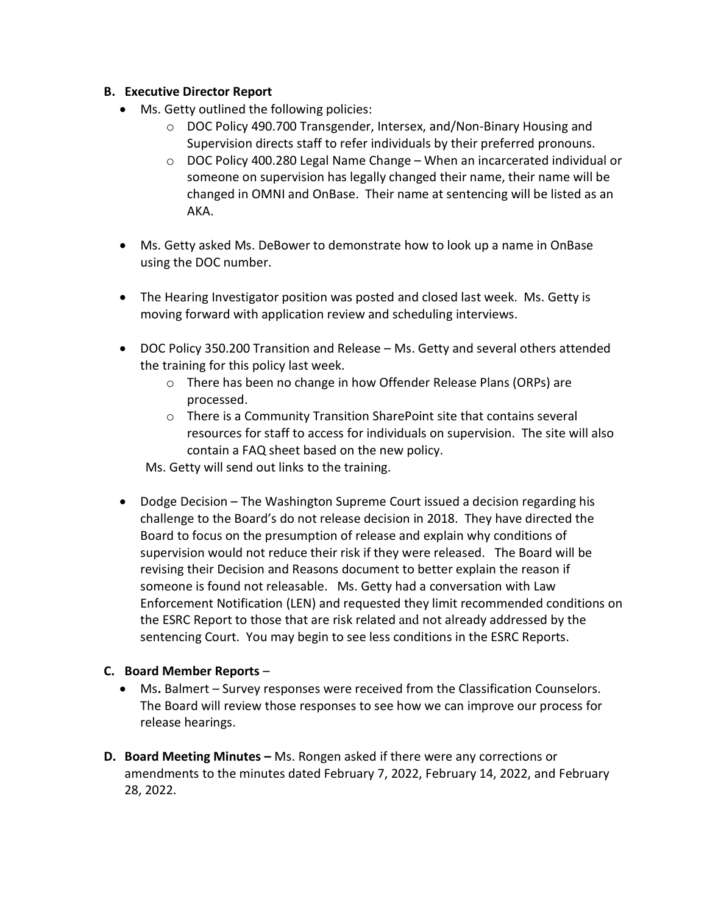**B. Executive Director Report**

- Ms. Getty outlined the following policies:
  - DOC Policy 490.700 Transgender, Intersex, and/Non-Binary Housing and Supervision directs staff to refer individuals by their preferred pronouns.
  - DOC Policy 400.280 Legal Name Change – When an incarcerated individual or someone on supervision has legally changed their name, their name will be changed in OMNI and OnBase. Their name at sentencing will be listed as an AKA.

- Ms. Getty asked Ms. DeBower to demonstrate how to look up a name in OnBase using the DOC number.

- The Hearing Investigator position was posted and closed last week. Ms. Getty is moving forward with application review and scheduling interviews.

- DOC Policy 350.200 Transition and Release – Ms. Getty and several others attended the training for this policy last week.
  - There has been no change in how Offender Release Plans (ORPs) are processed.
  - There is a Community Transition SharePoint site that contains several resources for staff to access for individuals on supervision. The site will also contain a FAQ sheet based on the new policy.

  Ms. Getty will send out links to the training.

- Dodge Decision – The Washington Supreme Court issued a decision regarding his challenge to the Board's do not release decision in 2018. They have directed the Board to focus on the presumption of release and explain why conditions of supervision would not reduce their risk if they were released. The Board will be revising their Decision and Reasons document to better explain the reason if someone is found not releasable. Ms. Getty had a conversation with Law Enforcement Notification (LEN) and requested they limit recommended conditions on the ESRC Report to those that are risk related and not already addressed by the sentencing Court. You may begin to see less conditions in the ESRC Reports.

**C. Board Member Reports** –

- Ms**.** Balmert – Survey responses were received from the Classification Counselors. The Board will review those responses to see how we can improve our process for release hearings.

**D. Board Meeting Minutes –** Ms. Rongen asked if there were any corrections or amendments to the minutes dated February 7, 2022, February 14, 2022, and February 28, 2022.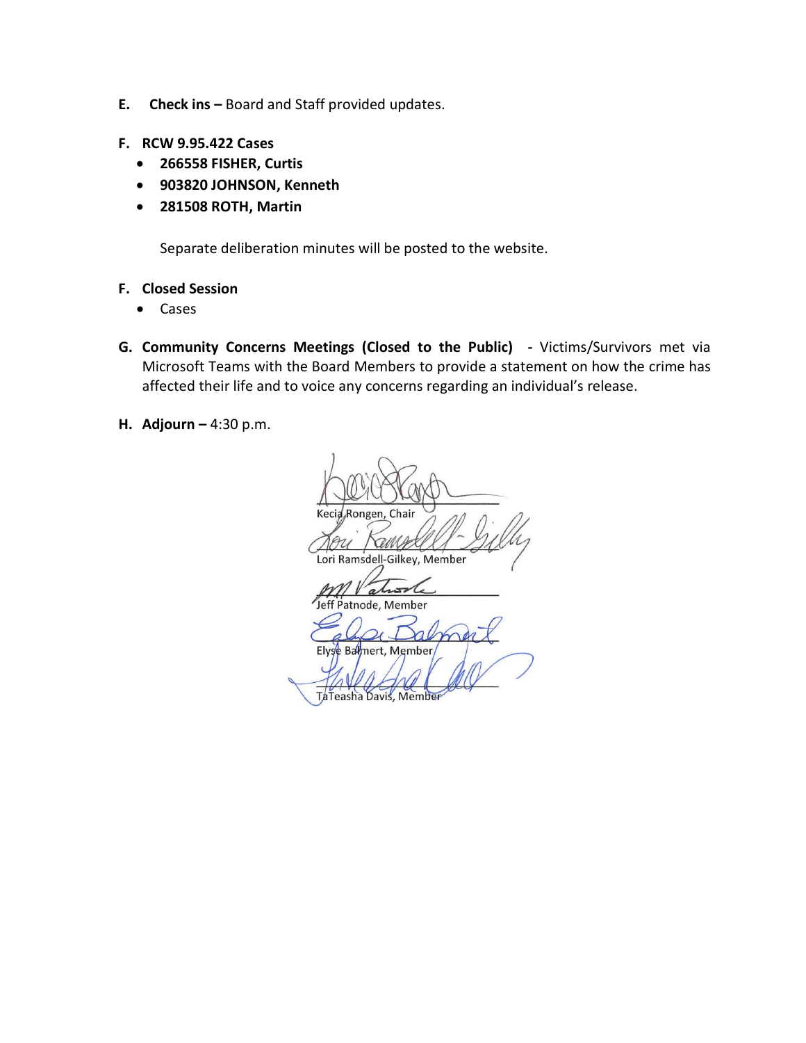**E. Check ins –** Board and Staff provided updates.

**F. RCW 9.95.422 Cases**

- **266558 FISHER, Curtis**
- **903820 JOHNSON, Kenneth**
- **281508 ROTH, Martin**

Separate deliberation minutes will be posted to the website.

**F. Closed Session**

- Cases

**G. Community Concerns Meetings (Closed to the Public) -** Victims/Survivors met via Microsoft Teams with the Board Members to provide a statement on how the crime has affected their life and to voice any concerns regarding an individual's release.

**H. Adjourn –** 4:30 p.m.

Kecia Rongen, Chair

Lori Ramsdell-Gilkey, Member

Jeff Patnode, Member

Elyse Balmert, Member

TaTeasha Davis, Member